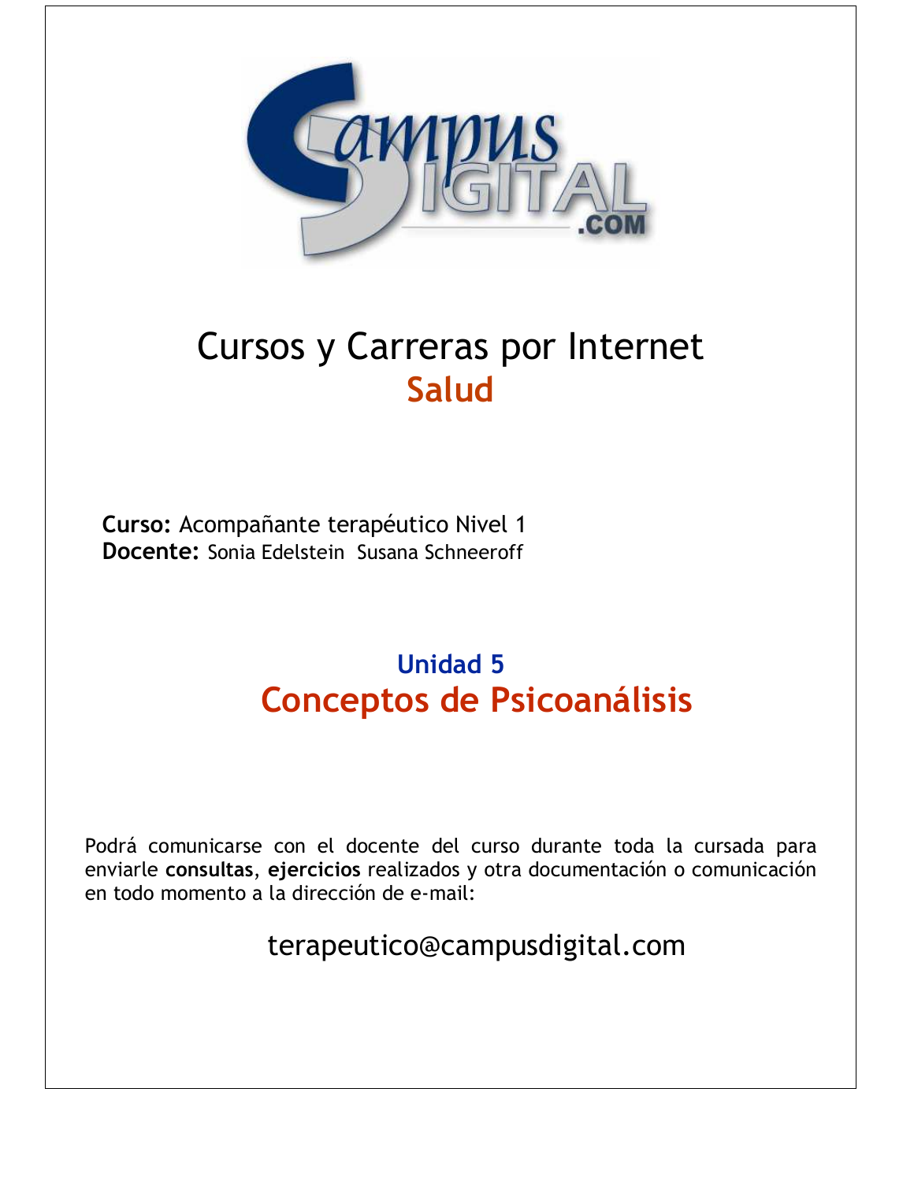# Cursos y Carreras por Internet
## Salud

**Curso:** Acompañante terapéutico Nivel 1
**Docente:** Sonia Edelstein  Susana Schneeroff

## Unidad 5
# Conceptos de Psicoanálisis

Podrá comunicarse con el docente del curso durante toda la cursada para enviarle **consultas**, **ejercicios** realizados y otra documentación o comunicación en todo momento a la dirección de e-mail:

terapeutico@campusdigital.com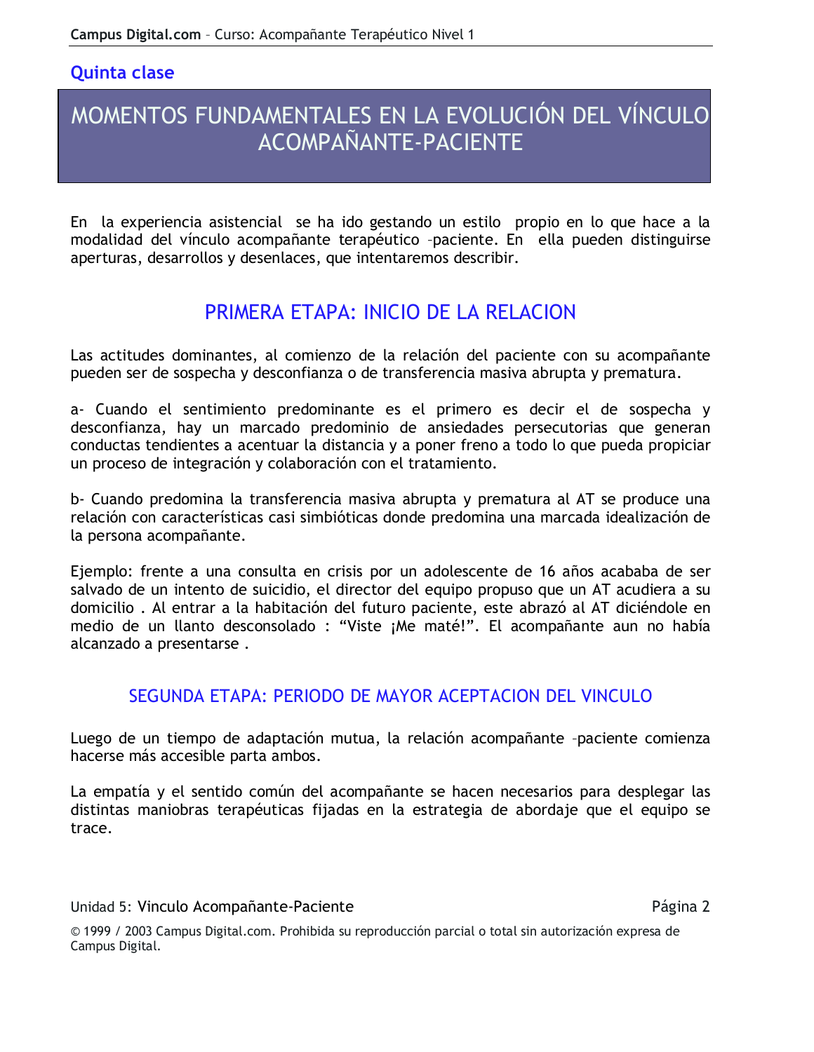## Quinta clase

# MOMENTOS FUNDAMENTALES EN LA EVOLUCIÓN DEL VÍNCULO ACOMPAÑANTE-PACIENTE

En la experiencia asistencial se ha ido gestando un estilo propio en lo que hace a la modalidad del vínculo acompañante terapéutico –paciente. En ella pueden distinguirse aperturas, desarrollos y desenlaces, que intentaremos describir.

## PRIMERA ETAPA: INICIO DE LA RELACION

Las actitudes dominantes, al comienzo de la relación del paciente con su acompañante pueden ser de sospecha y desconfianza o de transferencia masiva abrupta y prematura.

a- Cuando el sentimiento predominante es el primero es decir el de sospecha y desconfianza, hay un marcado predominio de ansiedades persecutorias que generan conductas tendientes a acentuar la distancia y a poner freno a todo lo que pueda propiciar un proceso de integración y colaboración con el tratamiento.

b- Cuando predomina la transferencia masiva abrupta y prematura al AT se produce una relación con características casi simbióticas donde predomina una marcada idealización de la persona acompañante.

Ejemplo: frente a una consulta en crisis por un adolescente de 16 años acababa de ser salvado de un intento de suicidio, el director del equipo propuso que un AT acudiera a su domicilio . Al entrar a la habitación del futuro paciente, este abrazó al AT diciéndole en medio de un llanto desconsolado : “Viste ¡Me maté!”. El acompañante aun no había alcanzado a presentarse .

## SEGUNDA ETAPA: PERIODO DE MAYOR ACEPTACION DEL VINCULO

Luego de un tiempo de adaptación mutua, la relación acompañante –paciente comienza hacerse más accesible parta ambos.

La empatía y el sentido común del acompañante se hacen necesarios para desplegar las distintas maniobras terapéuticas fijadas en la estrategia de abordaje que el equipo se trace.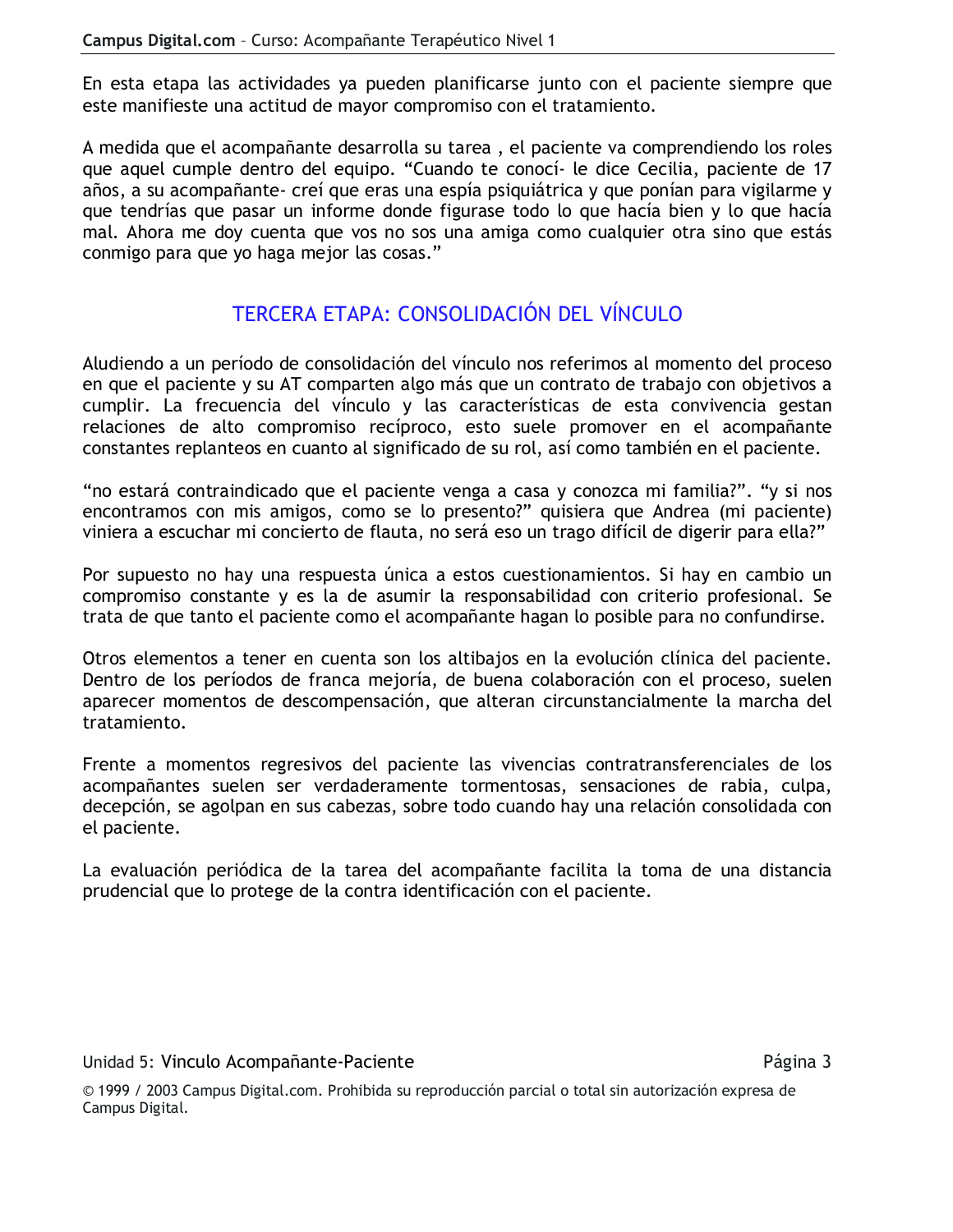En esta etapa las actividades ya pueden planificarse junto con el paciente siempre que este manifieste una actitud de mayor compromiso con el tratamiento.

A medida que el acompañante desarrolla su tarea , el paciente va comprendiendo los roles que aquel cumple dentro del equipo. “Cuando te conocí- le dice Cecilia, paciente de 17 años, a su acompañante- creí que eras una espía psiquiátrica y que ponían para vigilarme y que tendrías que pasar un informe donde figurase todo lo que hacía bien y lo que hacía mal. Ahora me doy cuenta que vos no sos una amiga como cualquier otra sino que estás conmigo para que yo haga mejor las cosas.”

## TERCERA ETAPA: CONSOLIDACIÓN DEL VÍNCULO

Aludiendo a un período de consolidación del vínculo nos referimos al momento del proceso en que el paciente y su AT comparten algo más que un contrato de trabajo con objetivos a cumplir. La frecuencia del vínculo y las características de esta convivencia gestan relaciones de alto compromiso recíproco, esto suele promover en el acompañante constantes replanteos en cuanto al significado de su rol, así como también en el paciente.

“no estará contraindicado que el paciente venga a casa y conozca mi familia?”. “y si nos encontramos con mis amigos, como se lo presento?” quisiera que Andrea (mi paciente) viniera a escuchar mi concierto de flauta, no será eso un trago difícil de digerir para ella?”

Por supuesto no hay una respuesta única a estos cuestionamientos. Si hay en cambio un compromiso constante y es la de asumir la responsabilidad con criterio profesional. Se trata de que tanto el paciente como el acompañante hagan lo posible para no confundirse.

Otros elementos a tener en cuenta son los altibajos en la evolución clínica del paciente. Dentro de los períodos de franca mejoría, de buena colaboración con el proceso, suelen aparecer momentos de descompensación, que alteran circunstancialmente la marcha del tratamiento.

Frente a momentos regresivos del paciente las vivencias contratransferenciales de los acompañantes suelen ser verdaderamente tormentosas, sensaciones de rabia, culpa, decepción, se agolpan en sus cabezas, sobre todo cuando hay una relación consolidada con el paciente.

La evaluación periódica de la tarea del acompañante facilita la toma de una distancia prudencial que lo protege de la contra identificación con el paciente.